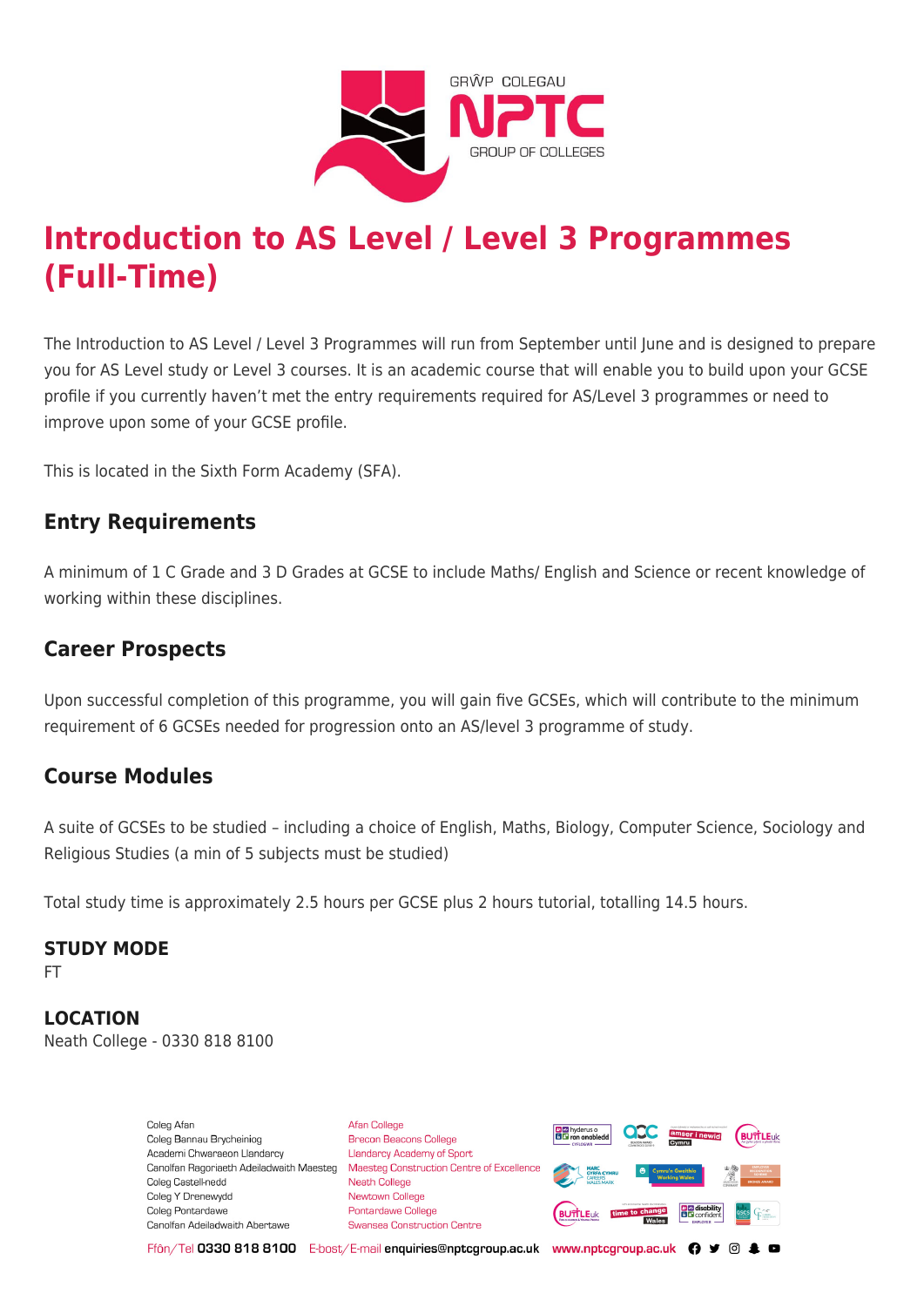# Introduction to AS Level / Level 3 Programmes (Full-Time)

The Introduction to AS Level / Level 3 Programmes will run from September until June and is designed to prepare you for AS Level study or Level 3 courses. It is an academic course that will enable you to build upon your GCSE profile if you currently haven't met the entry requirements required for AS/Level 3 programmes or need to improve upon some of your GCSE profile.

This is located in the Sixth Form Academy (SFA).

## Entry Requirements

A minimum of 1 C Grade and 3 D Grades at GCSE to include Maths/ English and Science or recent knowledge of working within these disciplines.

## Career Prospects

Upon successful completion of this programme, you will gain five GCSEs, which will contribute to the minimum requirement of 6 GCSEs needed for progression onto an AS/level 3 programme of study.

## Course Modules

A suite of GCSEs to be studied – including a choice of English, Maths, Biology, Computer Science, Sociology and Religious Studies (a min of 5 subjects must be studied)

Total study time is approximately 2.5 hours per GCSE plus 2 hours tutorial, totalling 14.5 hours.

**STUDY MODE**
FT

**LOCATION**
Neath College - 0330 818 8100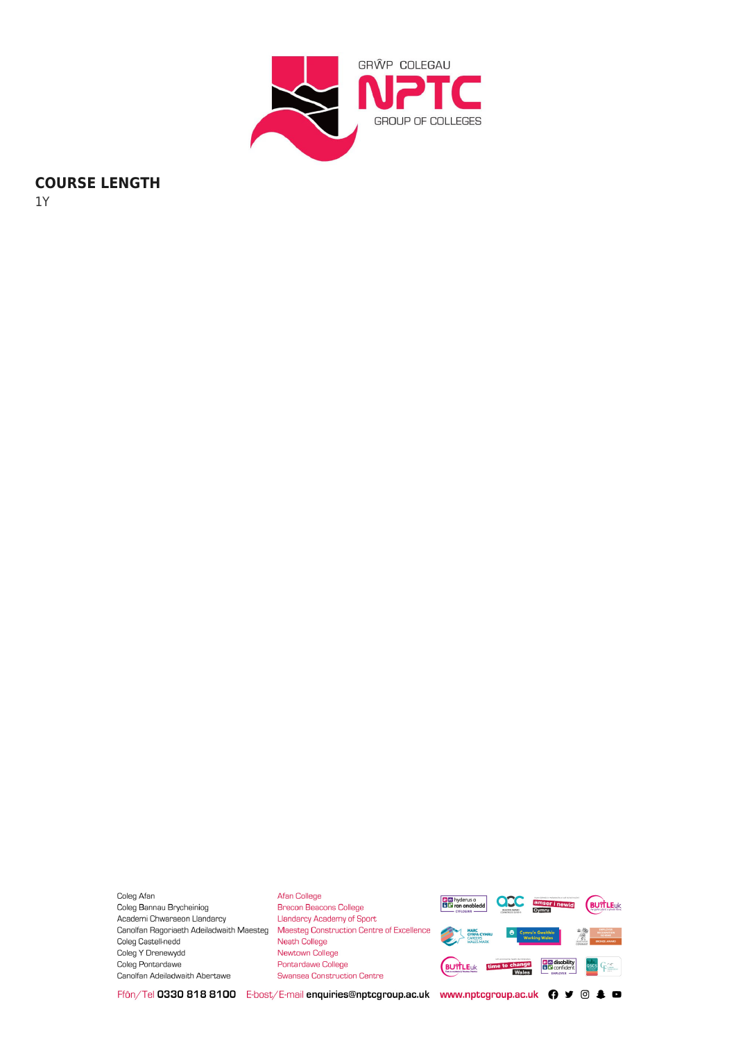## COURSE LENGTH

1Y